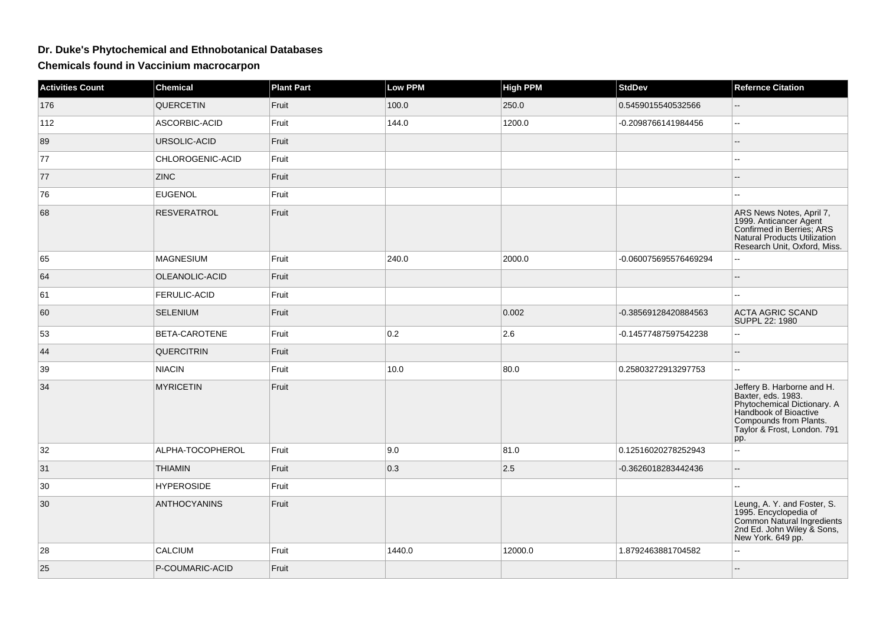# Dr. Duke's Phytochemical and Ethnobotanical Databases

## Chemicals found in Vaccinium macrocarpon

| Activities Count | Chemical | Plant Part | Low PPM | High PPM | StdDev | Refernce Citation |
| --- | --- | --- | --- | --- | --- | --- |
| 176 | QUERCETIN | Fruit | 100.0 | 250.0 | 0.5459015540532566 | -- |
| 112 | ASCORBIC-ACID | Fruit | 144.0 | 1200.0 | -0.2098766141984456 | -- |
| 89 | URSOLIC-ACID | Fruit | | | | -- |
| 77 | CHLOROGENIC-ACID | Fruit | | | | -- |
| 77 | ZINC | Fruit | | | | -- |
| 76 | EUGENOL | Fruit | | | | -- |
| 68 | RESVERATROL | Fruit | | | | ARS News Notes, April 7, 1999. Anticancer Agent Confirmed in Berries; ARS Natural Products Utilization Research Unit, Oxford, Miss. |
| 65 | MAGNESIUM | Fruit | 240.0 | 2000.0 | -0.060075695576469294 | -- |
| 64 | OLEANOLIC-ACID | Fruit | | | | -- |
| 61 | FERULIC-ACID | Fruit | | | | -- |
| 60 | SELENIUM | Fruit | | 0.002 | -0.38569128420884563 | ACTA AGRIC SCAND SUPPL 22: 1980 |
| 53 | BETA-CAROTENE | Fruit | 0.2 | 2.6 | -0.14577487597542238 | -- |
| 44 | QUERCITRIN | Fruit | | | | -- |
| 39 | NIACIN | Fruit | 10.0 | 80.0 | 0.25803272913297753 | -- |
| 34 | MYRICETIN | Fruit | | | | Jeffery B. Harborne and H. Baxter, eds. 1983. Phytochemical Dictionary. A Handbook of Bioactive Compounds from Plants. Taylor & Frost, London. 791 pp. |
| 32 | ALPHA-TOCOPHEROL | Fruit | 9.0 | 81.0 | 0.12516020278252943 | -- |
| 31 | THIAMIN | Fruit | 0.3 | 2.5 | -0.3626018283442436 | -- |
| 30 | HYPEROSIDE | Fruit | | | | -- |
| 30 | ANTHOCYANINS | Fruit | | | | Leung, A. Y. and Foster, S. 1995. Encyclopedia of Common Natural Ingredients 2nd Ed. John Wiley & Sons, New York. 649 pp. |
| 28 | CALCIUM | Fruit | 1440.0 | 12000.0 | 1.8792463881704582 | -- |
| 25 | P-COUMARIC-ACID | Fruit | | | | -- |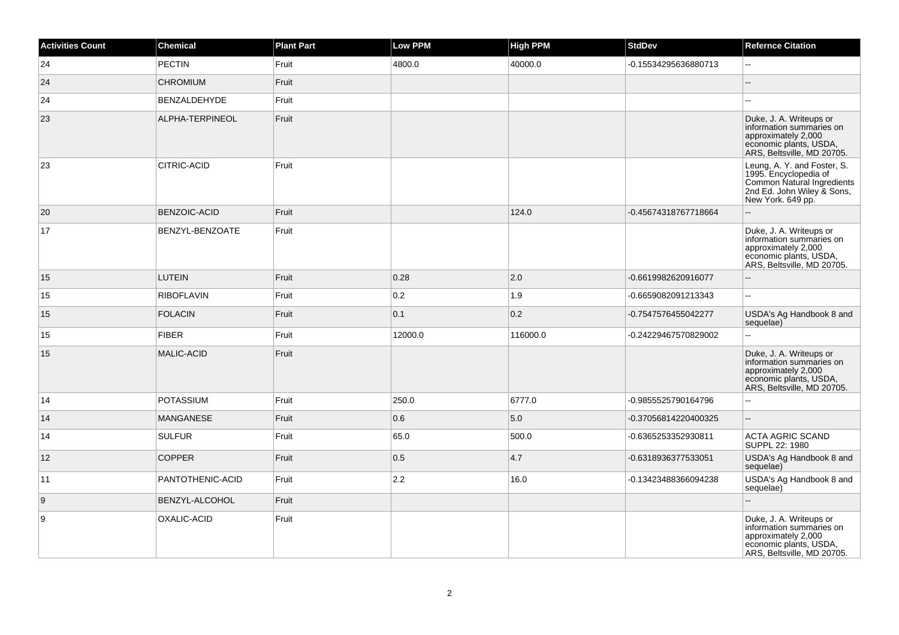| Activities Count | Chemical | Plant Part | Low PPM | High PPM | StdDev | Refernce Citation |
| --- | --- | --- | --- | --- | --- | --- |
| 24 | PECTIN | Fruit | 4800.0 | 40000.0 | -0.15534295636880713 | -- |
| 24 | CHROMIUM | Fruit | | | | -- |
| 24 | BENZALDEHYDE | Fruit | | | | -- |
| 23 | ALPHA-TERPINEOL | Fruit | | | | Duke, J. A. Writeups or information summaries on approximately 2,000 economic plants, USDA, ARS, Beltsville, MD 20705. |
| 23 | CITRIC-ACID | Fruit | | | | Leung, A. Y. and Foster, S. 1995. Encyclopedia of Common Natural Ingredients 2nd Ed. John Wiley & Sons, New York. 649 pp. |
| 20 | BENZOIC-ACID | Fruit | | 124.0 | -0.45674318767718664 | -- |
| 17 | BENZYL-BENZOATE | Fruit | | | | Duke, J. A. Writeups or information summaries on approximately 2,000 economic plants, USDA, ARS, Beltsville, MD 20705. |
| 15 | LUTEIN | Fruit | 0.28 | 2.0 | -0.6619982620916077 | -- |
| 15 | RIBOFLAVIN | Fruit | 0.2 | 1.9 | -0.6659082091213343 | -- |
| 15 | FOLACIN | Fruit | 0.1 | 0.2 | -0.7547576455042277 | USDA's Ag Handbook 8 and sequelae) |
| 15 | FIBER | Fruit | 12000.0 | 116000.0 | -0.24229467570829002 | -- |
| 15 | MALIC-ACID | Fruit | | | | Duke, J. A. Writeups or information summaries on approximately 2,000 economic plants, USDA, ARS, Beltsville, MD 20705. |
| 14 | POTASSIUM | Fruit | 250.0 | 6777.0 | -0.9855525790164796 | -- |
| 14 | MANGANESE | Fruit | 0.6 | 5.0 | -0.37056814220400325 | -- |
| 14 | SULFUR | Fruit | 65.0 | 500.0 | -0.6365253352930811 | ACTA AGRIC SCAND SUPPL 22: 1980 |
| 12 | COPPER | Fruit | 0.5 | 4.7 | -0.6318936377533051 | USDA's Ag Handbook 8 and sequelae) |
| 11 | PANTOTHENIC-ACID | Fruit | 2.2 | 16.0 | -0.13423488366094238 | USDA's Ag Handbook 8 and sequelae) |
| 9 | BENZYL-ALCOHOL | Fruit | | | | -- |
| 9 | OXALIC-ACID | Fruit | | | | Duke, J. A. Writeups or information summaries on approximately 2,000 economic plants, USDA, ARS, Beltsville, MD 20705. |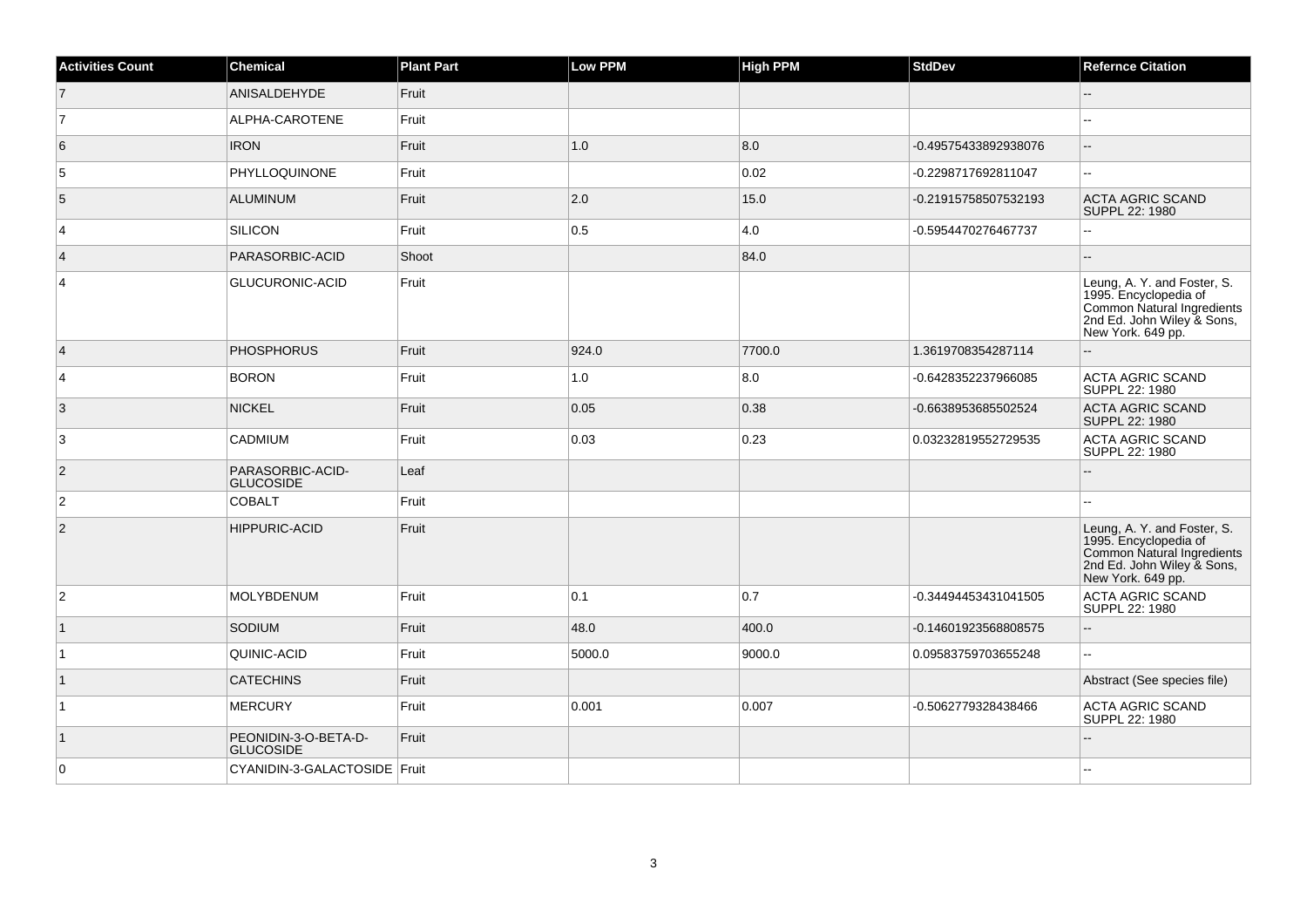| Activities Count | Chemical | Plant Part | Low PPM | High PPM | StdDev | Refernce Citation |
|---|---|---|---|---|---|---|
| 7 | ANISALDEHYDE | Fruit | | | | -- |
| 7 | ALPHA-CAROTENE | Fruit | | | | -- |
| 6 | IRON | Fruit | 1.0 | 8.0 | -0.49575433892938076 | -- |
| 5 | PHYLLOQUINONE | Fruit | | 0.02 | -0.2298717692811047 | -- |
| 5 | ALUMINUM | Fruit | 2.0 | 15.0 | -0.21915758507532193 | ACTA AGRIC SCAND SUPPL 22: 1980 |
| 4 | SILICON | Fruit | 0.5 | 4.0 | -0.5954470276467737 | -- |
| 4 | PARASORBIC-ACID | Shoot | | 84.0 | | -- |
| 4 | GLUCURONIC-ACID | Fruit | | | | Leung, A. Y. and Foster, S. 1995. Encyclopedia of Common Natural Ingredients 2nd Ed. John Wiley & Sons, New York. 649 pp. |
| 4 | PHOSPHORUS | Fruit | 924.0 | 7700.0 | 1.3619708354287114 | -- |
| 4 | BORON | Fruit | 1.0 | 8.0 | -0.6428352237966085 | ACTA AGRIC SCAND SUPPL 22: 1980 |
| 3 | NICKEL | Fruit | 0.05 | 0.38 | -0.6638953685502524 | ACTA AGRIC SCAND SUPPL 22: 1980 |
| 3 | CADMIUM | Fruit | 0.03 | 0.23 | 0.03232819552729535 | ACTA AGRIC SCAND SUPPL 22: 1980 |
| 2 | PARASORBIC-ACID-GLUCOSIDE | Leaf | | | | -- |
| 2 | COBALT | Fruit | | | | -- |
| 2 | HIPPURIC-ACID | Fruit | | | | Leung, A. Y. and Foster, S. 1995. Encyclopedia of Common Natural Ingredients 2nd Ed. John Wiley & Sons, New York. 649 pp. |
| 2 | MOLYBDENUM | Fruit | 0.1 | 0.7 | -0.34494453431041505 | ACTA AGRIC SCAND SUPPL 22: 1980 |
| 1 | SODIUM | Fruit | 48.0 | 400.0 | -0.14601923568808575 | -- |
| 1 | QUINIC-ACID | Fruit | 5000.0 | 9000.0 | 0.09583759703655248 | -- |
| 1 | CATECHINS | Fruit | | | | Abstract (See species file) |
| 1 | MERCURY | Fruit | 0.001 | 0.007 | -0.5062779328438466 | ACTA AGRIC SCAND SUPPL 22: 1980 |
| 1 | PEONIDIN-3-O-BETA-D-GLUCOSIDE | Fruit | | | | -- |
| 0 | CYANIDIN-3-GALACTOSIDE | Fruit | | | | -- |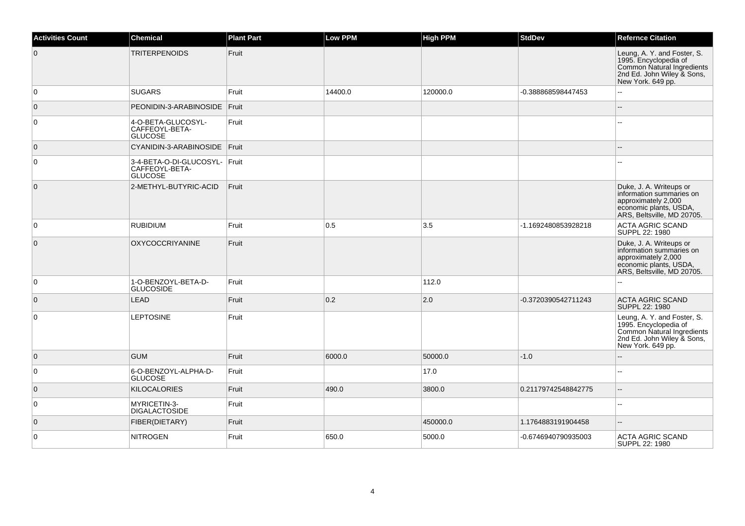| Activities Count | Chemical | Plant Part | Low PPM | High PPM | StdDev | Refernce Citation |
|---|---|---|---|---|---|---|
| 0 | TRITERPENOIDS | Fruit | | | | Leung, A. Y. and Foster, S. 1995. Encyclopedia of Common Natural Ingredients 2nd Ed. John Wiley & Sons, New York. 649 pp. |
| 0 | SUGARS | Fruit | 14400.0 | 120000.0 | -0.388868598447453 | -- |
| 0 | PEONIDIN-3-ARABINOSIDE | Fruit | | | | -- |
| 0 | 4-O-BETA-GLUCOSYL-CAFFEOYL-BETA-GLUCOSE | Fruit | | | | -- |
| 0 | CYANIDIN-3-ARABINOSIDE | Fruit | | | | -- |
| 0 | 3-4-BETA-O-DI-GLUCOSYL-CAFFEOYL-BETA-GLUCOSE | Fruit | | | | -- |
| 0 | 2-METHYL-BUTYRIC-ACID | Fruit | | | | Duke, J. A. Writeups or information summaries on approximately 2,000 economic plants, USDA, ARS, Beltsville, MD 20705. |
| 0 | RUBIDIUM | Fruit | 0.5 | 3.5 | -1.1692480853928218 | ACTA AGRIC SCAND SUPPL 22: 1980 |
| 0 | OXYCOCCRIYANINE | Fruit | | | | Duke, J. A. Writeups or information summaries on approximately 2,000 economic plants, USDA, ARS, Beltsville, MD 20705. |
| 0 | 1-O-BENZOYL-BETA-D-GLUCOSIDE | Fruit | | 112.0 | | -- |
| 0 | LEAD | Fruit | 0.2 | 2.0 | -0.3720390542711243 | ACTA AGRIC SCAND SUPPL 22: 1980 |
| 0 | LEPTOSINE | Fruit | | | | Leung, A. Y. and Foster, S. 1995. Encyclopedia of Common Natural Ingredients 2nd Ed. John Wiley & Sons, New York. 649 pp. |
| 0 | GUM | Fruit | 6000.0 | 50000.0 | -1.0 | -- |
| 0 | 6-O-BENZOYL-ALPHA-D-GLUCOSE | Fruit | | 17.0 | | -- |
| 0 | KILOCALORIES | Fruit | 490.0 | 3800.0 | 0.21179742548842775 | -- |
| 0 | MYRICETIN-3-DIGALACTOSIDE | Fruit | | | | -- |
| 0 | FIBER(DIETARY) | Fruit | | 450000.0 | 1.1764883191904458 | -- |
| 0 | NITROGEN | Fruit | 650.0 | 5000.0 | -0.6746940790935003 | ACTA AGRIC SCAND SUPPL 22: 1980 |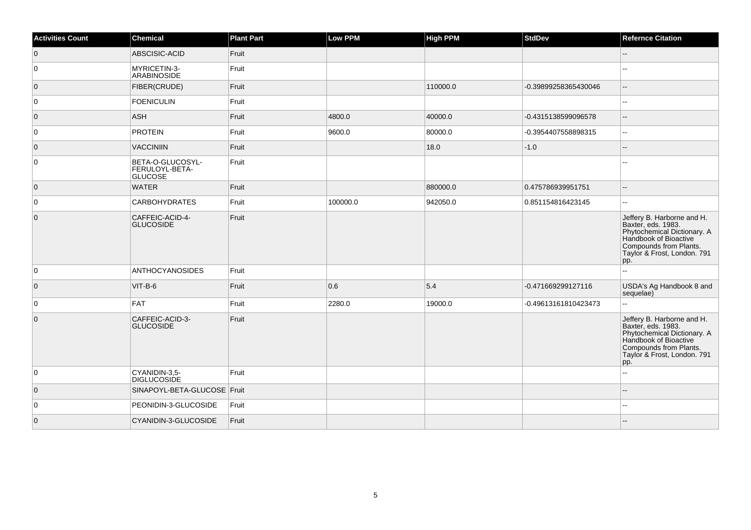| Activities Count | Chemical | Plant Part | Low PPM | High PPM | StdDev | Refernce Citation |
|---|---|---|---|---|---|---|
| 0 | ABSCISIC-ACID | Fruit | | | | -- |
| 0 | MYRICETIN-3-ARABINOSIDE | Fruit | | | | -- |
| 0 | FIBER(CRUDE) | Fruit | | 110000.0 | -0.39899258365430046 | -- |
| 0 | FOENICULIN | Fruit | | | | -- |
| 0 | ASH | Fruit | 4800.0 | 40000.0 | -0.4315138599096578 | -- |
| 0 | PROTEIN | Fruit | 9600.0 | 80000.0 | -0.3954407558898315 | -- |
| 0 | VACCINIIN | Fruit | | 18.0 | -1.0 | -- |
| 0 | BETA-O-GLUCOSYL-FERULOYL-BETA-GLUCOSE | Fruit | | | | -- |
| 0 | WATER | Fruit | | 880000.0 | 0.475786939951751 | -- |
| 0 | CARBOHYDRATES | Fruit | 100000.0 | 942050.0 | 0.851154816423145 | -- |
| 0 | CAFFEIC-ACID-4-GLUCOSIDE | Fruit | | | | Jeffery B. Harborne and H. Baxter, eds. 1983. Phytochemical Dictionary. A Handbook of Bioactive Compounds from Plants. Taylor & Frost, London. 791 pp. |
| 0 | ANTHOCYANOSIDES | Fruit | | | | -- |
| 0 | VIT-B-6 | Fruit | 0.6 | 5.4 | -0.471669299127116 | USDA's Ag Handbook 8 and sequelae) |
| 0 | FAT | Fruit | 2280.0 | 19000.0 | -0.49613161810423473 | -- |
| 0 | CAFFEIC-ACID-3-GLUCOSIDE | Fruit | | | | Jeffery B. Harborne and H. Baxter, eds. 1983. Phytochemical Dictionary. A Handbook of Bioactive Compounds from Plants. Taylor & Frost, London. 791 pp. |
| 0 | CYANIDIN-3,5-DIGLUCOSIDE | Fruit | | | | -- |
| 0 | SINAPOYL-BETA-GLUCOSE | Fruit | | | | -- |
| 0 | PEONIDIN-3-GLUCOSIDE | Fruit | | | | -- |
| 0 | CYANIDIN-3-GLUCOSIDE | Fruit | | | | -- |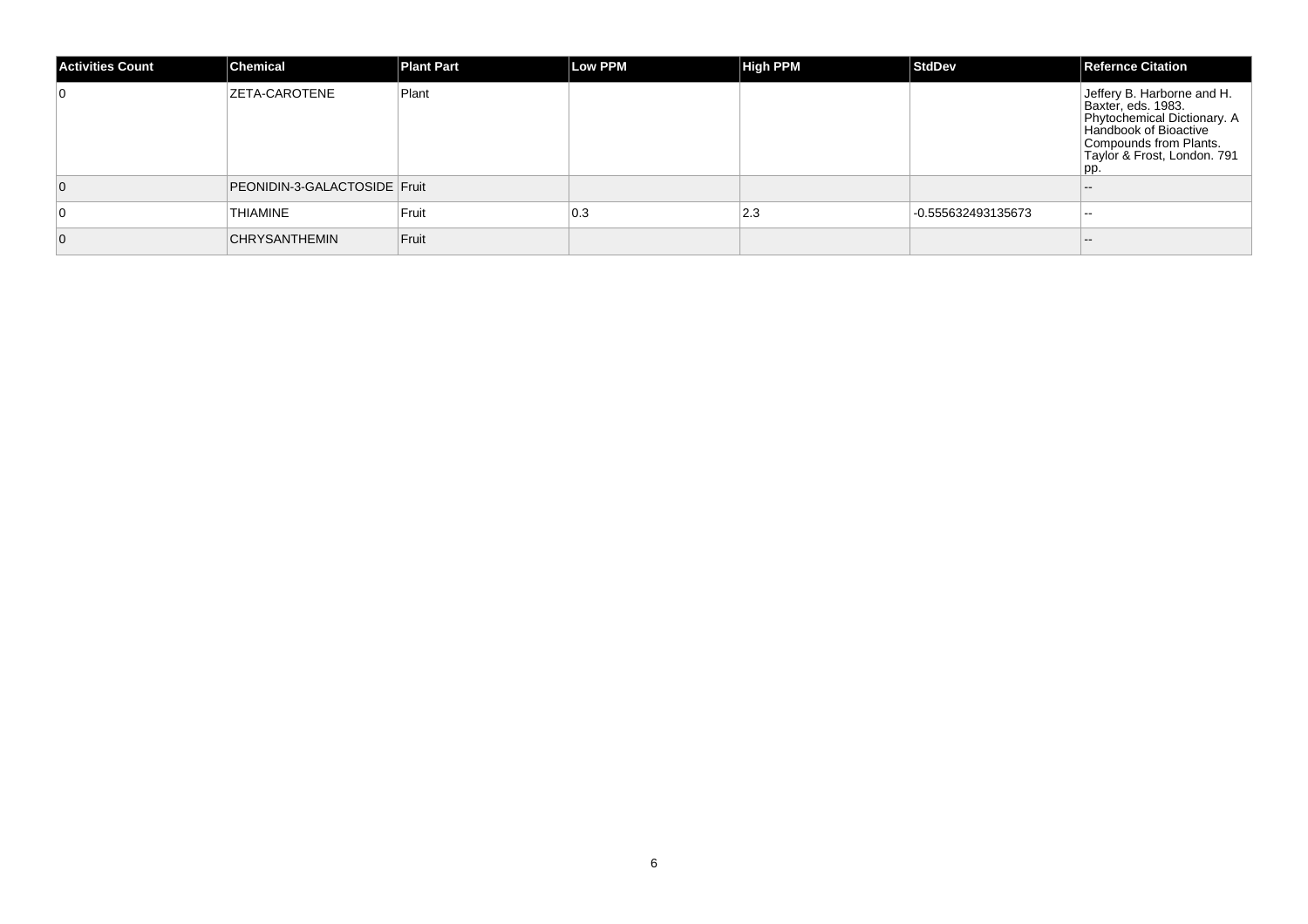| Activities Count | Chemical | Plant Part | Low PPM | High PPM | StdDev | Refernce Citation |
|---|---|---|---|---|---|---|
| 0 | ZETA-CAROTENE | Plant | | | | Jeffery B. Harborne and H. Baxter, eds. 1983. Phytochemical Dictionary. A Handbook of Bioactive Compounds from Plants. Taylor & Frost, London. 791 pp. |
| 0 | PEONIDIN-3-GALACTOSIDE | Fruit | | | | -- |
| 0 | THIAMINE | Fruit | 0.3 | 2.3 | -0.555632493135673 | -- |
| 0 | CHRYSANTHEMIN | Fruit | | | | -- |